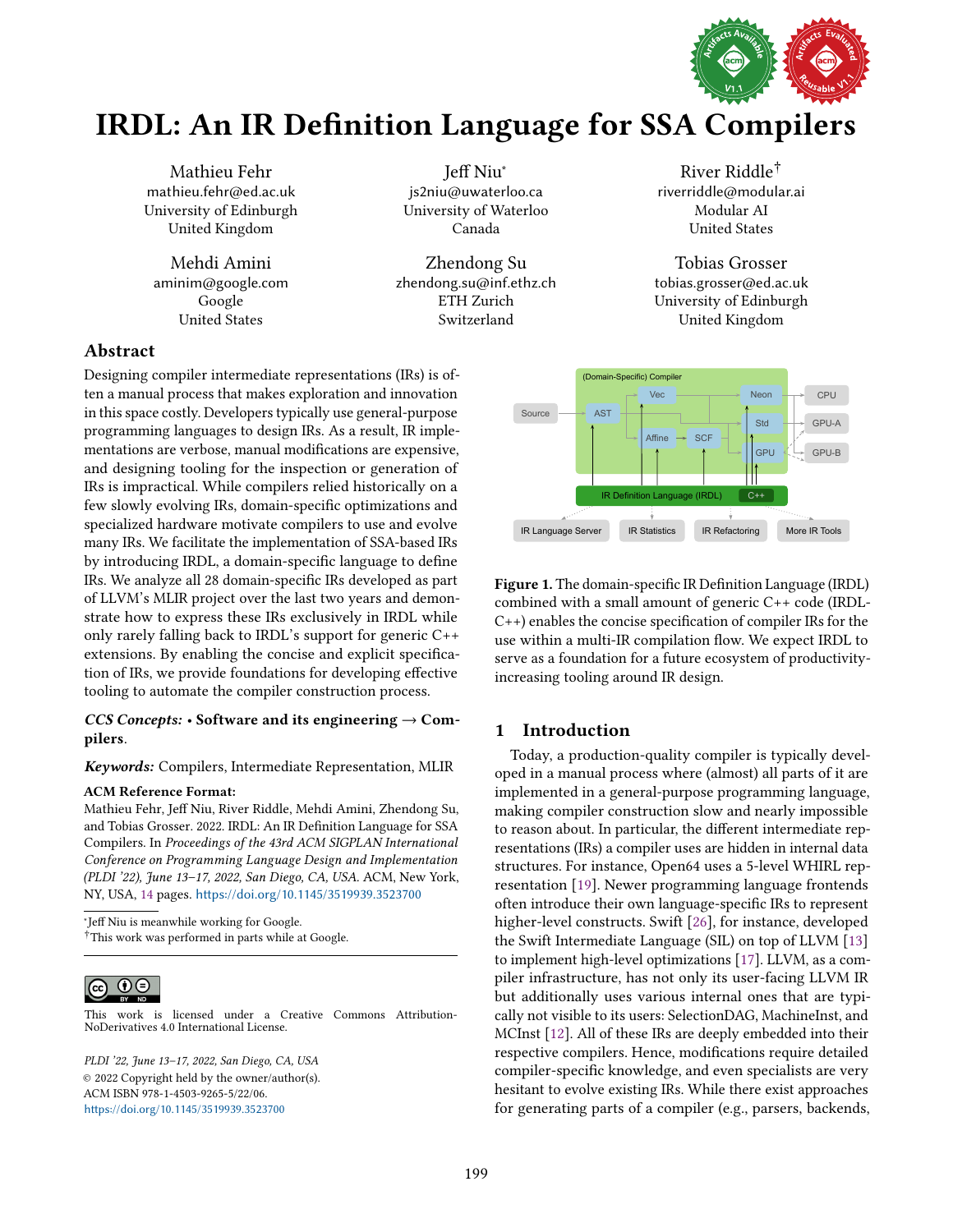# IRDL: An IR Definition Language for SSA Compilers

Mathieu Fehr
mathieu.fehr@ed.ac.uk
University of Edinburgh
United Kingdom

Jeff Niu*
js2niu@uwaterloo.ca
University of Waterloo
Canada

River Riddle†
riverriddle@modular.ai
Modular AI
United States

Mehdi Amini
aminim@google.com
Google
United States

Zhendong Su
zhendong.su@inf.ethz.ch
ETH Zurich
Switzerland

Tobias Grosser
tobias.grosser@ed.ac.uk
University of Edinburgh
United Kingdom

## Abstract

Designing compiler intermediate representations (IRs) is often a manual process that makes exploration and innovation in this space costly. Developers typically use general-purpose programming languages to design IRs. As a result, IR implementations are verbose, manual modifications are expensive, and designing tooling for the inspection or generation of IRs is impractical. While compilers relied historically on a few slowly evolving IRs, domain-specific optimizations and specialized hardware motivate compilers to use and evolve many IRs. We facilitate the implementation of SSA-based IRs by introducing IRDL, a domain-specific language to define IRs. We analyze all 28 domain-specific IRs developed as part of LLVM's MLIR project over the last two years and demonstrate how to express these IRs exclusively in IRDL while only rarely falling back to IRDL's support for generic C++ extensions. By enabling the concise and explicit specification of IRs, we provide foundations for developing effective tooling to automate the compiler construction process.

***CCS Concepts:*** • **Software and its engineering** → **Compilers**.

***Keywords:*** Compilers, Intermediate Representation, MLIR

**ACM Reference Format:**
Mathieu Fehr, Jeff Niu, River Riddle, Mehdi Amini, Zhendong Su, and Tobias Grosser. 2022. IRDL: An IR Definition Language for SSA Compilers. In *Proceedings of the 43rd ACM SIGPLAN International Conference on Programming Language Design and Implementation (PLDI '22), June 13–17, 2022, San Diego, CA, USA.* ACM, New York, NY, USA, 14 pages. https://doi.org/10.1145/3519939.3523700

*Jeff Niu is meanwhile working for Google.
†This work was performed in parts while at Google.

This work is licensed under a Creative Commons Attribution-NoDerivatives 4.0 International License.

*PLDI '22, June 13–17, 2022, San Diego, CA, USA*
© 2022 Copyright held by the owner/author(s).
ACM ISBN 978-1-4503-9265-5/22/06.
https://doi.org/10.1145/3519939.3523700

**Figure 1.** The domain-specific IR Definition Language (IRDL) combined with a small amount of generic C++ code (IRDL-C++) enables the concise specification of compiler IRs for the use within a multi-IR compilation flow. We expect IRDL to serve as a foundation for a future ecosystem of productivity-increasing tooling around IR design.

## 1 Introduction

Today, a production-quality compiler is typically developed in a manual process where (almost) all parts of it are implemented in a general-purpose programming language, making compiler construction slow and nearly impossible to reason about. In particular, the different intermediate representations (IRs) a compiler uses are hidden in internal data structures. For instance, Open64 uses a 5-level WHIRL representation [19]. Newer programming language frontends often introduce their own language-specific IRs to represent higher-level constructs. Swift [26], for instance, developed the Swift Intermediate Language (SIL) on top of LLVM [13] to implement high-level optimizations [17]. LLVM, as a compiler infrastructure, has not only its user-facing LLVM IR but additionally uses various internal ones that are typically not visible to its users: SelectionDAG, MachineInst, and MCInst [12]. All of these IRs are deeply embedded into their respective compilers. Hence, modifications require detailed compiler-specific knowledge, and even specialists are very hesitant to evolve existing IRs. While there exist approaches for generating parts of a compiler (e.g., parsers, backends,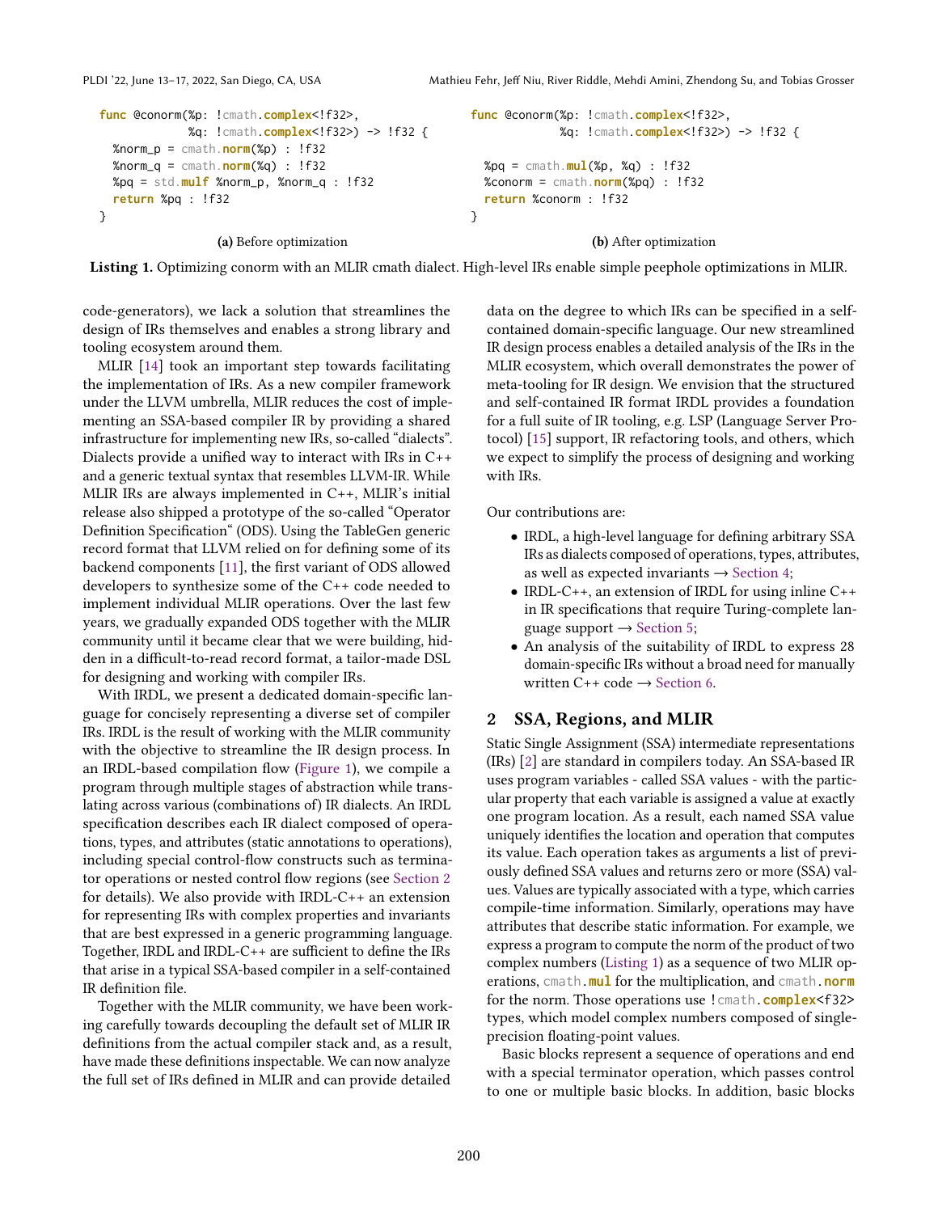```
func @conorm(%p: !cmath.complex<!f32>,
             %q: !cmath.complex<!f32>) -> !f32 {
  %norm_p = cmath.norm(%p) : !f32
  %norm_q = cmath.norm(%q) : !f32
  %pq = std.mulf %norm_p, %norm_q : !f32
  return %pq : !f32
}
```

**(a)** Before optimization

```
func @conorm(%p: !cmath.complex<!f32>,
             %q: !cmath.complex<!f32>) -> !f32 {

  %pq = cmath.mul(%p, %q) : !f32
  %conorm = cmath.norm(%pq) : !f32
  return %conorm : !f32
}
```

**(b)** After optimization

**Listing 1.** Optimizing conorm with an MLIR cmath dialect. High-level IRs enable simple peephole optimizations in MLIR.

code-generators), we lack a solution that streamlines the design of IRs themselves and enables a strong library and tooling ecosystem around them.

MLIR [14] took an important step towards facilitating the implementation of IRs. As a new compiler framework under the LLVM umbrella, MLIR reduces the cost of implementing an SSA-based compiler IR by providing a shared infrastructure for implementing new IRs, so-called "dialects". Dialects provide a unified way to interact with IRs in C++ and a generic textual syntax that resembles LLVM-IR. While MLIR IRs are always implemented in C++, MLIR's initial release also shipped a prototype of the so-called "Operator Definition Specification" (ODS). Using the TableGen generic record format that LLVM relied on for defining some of its backend components [11], the first variant of ODS allowed developers to synthesize some of the C++ code needed to implement individual MLIR operations. Over the last few years, we gradually expanded ODS together with the MLIR community until it became clear that we were building, hidden in a difficult-to-read record format, a tailor-made DSL for designing and working with compiler IRs.

With IRDL, we present a dedicated domain-specific language for concisely representing a diverse set of compiler IRs. IRDL is the result of working with the MLIR community with the objective to streamline the IR design process. In an IRDL-based compilation flow (Figure 1), we compile a program through multiple stages of abstraction while translating across various (combinations of) IR dialects. An IRDL specification describes each IR dialect composed of operations, types, and attributes (static annotations to operations), including special control-flow constructs such as terminator operations or nested control flow regions (see Section 2 for details). We also provide with IRDL-C++ an extension for representing IRs with complex properties and invariants that are best expressed in a generic programming language. Together, IRDL and IRDL-C++ are sufficient to define the IRs that arise in a typical SSA-based compiler in a self-contained IR definition file.

Together with the MLIR community, we have been working carefully towards decoupling the default set of MLIR IR definitions from the actual compiler stack and, as a result, have made these definitions inspectable. We can now analyze the full set of IRs defined in MLIR and can provide detailed data on the degree to which IRs can be specified in a self-contained domain-specific language. Our new streamlined IR design process enables a detailed analysis of the IRs in the MLIR ecosystem, which overall demonstrates the power of meta-tooling for IR design. We envision that the structured and self-contained IR format IRDL provides a foundation for a full suite of IR tooling, e.g. LSP (Language Server Protocol) [15] support, IR refactoring tools, and others, which we expect to simplify the process of designing and working with IRs.

Our contributions are:

- IRDL, a high-level language for defining arbitrary SSA IRs as dialects composed of operations, types, attributes, as well as expected invariants → Section 4;
- IRDL-C++, an extension of IRDL for using inline C++ in IR specifications that require Turing-complete language support → Section 5;
- An analysis of the suitability of IRDL to express 28 domain-specific IRs without a broad need for manually written C++ code → Section 6.

## 2 SSA, Regions, and MLIR

Static Single Assignment (SSA) intermediate representations (IRs) [2] are standard in compilers today. An SSA-based IR uses program variables - called SSA values - with the particular property that each variable is assigned a value at exactly one program location. As a result, each named SSA value uniquely identifies the location and operation that computes its value. Each operation takes as arguments a list of previously defined SSA values and returns zero or more (SSA) values. Values are typically associated with a type, which carries compile-time information. Similarly, operations may have attributes that describe static information. For example, we express a program to compute the norm of the product of two complex numbers (Listing 1) as a sequence of two MLIR operations, `cmath.mul` for the multiplication, and `cmath.norm` for the norm. Those operations use `!cmath.complex<f32>` types, which model complex numbers composed of single-precision floating-point values.

Basic blocks represent a sequence of operations and end with a special terminator operation, which passes control to one or multiple basic blocks. In addition, basic blocks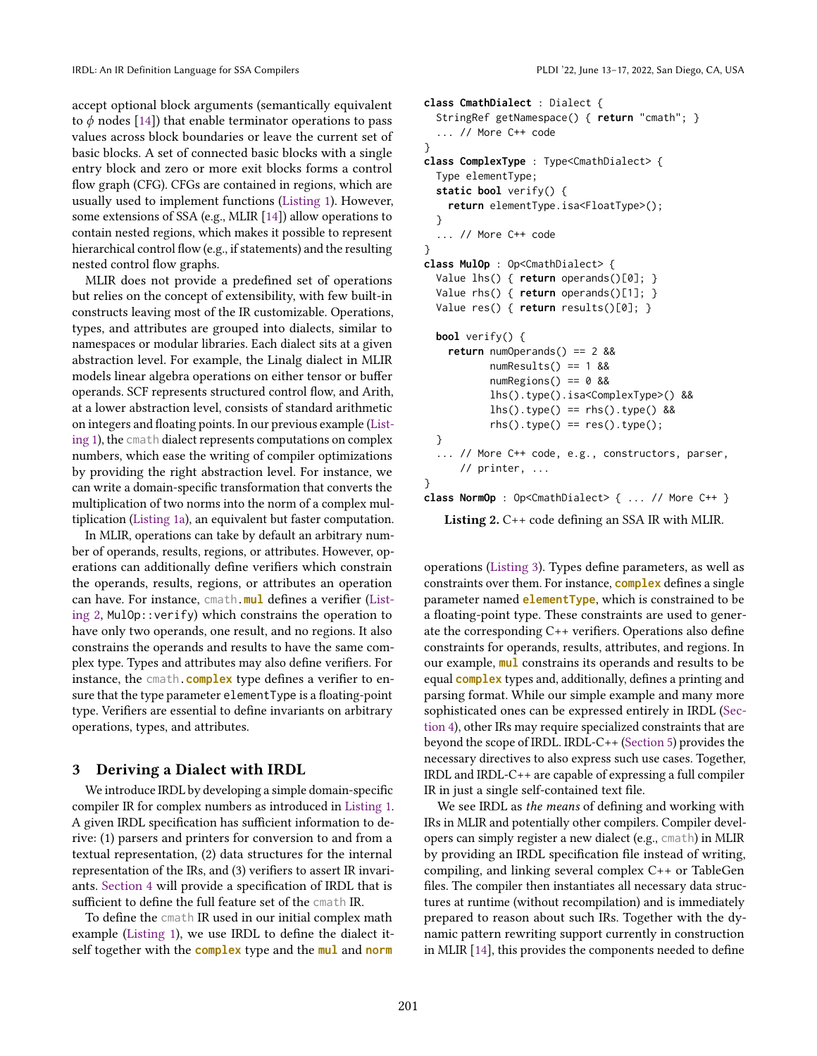accept optional block arguments (semantically equivalent to $\phi$ nodes [14]) that enable terminator operations to pass values across block boundaries or leave the current set of basic blocks. A set of connected basic blocks with a single entry block and zero or more exit blocks forms a control flow graph (CFG). CFGs are contained in regions, which are usually used to implement functions (Listing 1). However, some extensions of SSA (e.g., MLIR [14]) allow operations to contain nested regions, which makes it possible to represent hierarchical control flow (e.g., if statements) and the resulting nested control flow graphs.

MLIR does not provide a predefined set of operations but relies on the concept of extensibility, with few built-in constructs leaving most of the IR customizable. Operations, types, and attributes are grouped into dialects, similar to namespaces or modular libraries. Each dialect sits at a given abstraction level. For example, the Linalg dialect in MLIR models linear algebra operations on either tensor or buffer operands. SCF represents structured control flow, and Arith, at a lower abstraction level, consists of standard arithmetic on integers and floating points. In our previous example (Listing 1), the `cmath` dialect represents computations on complex numbers, which ease the writing of compiler optimizations by providing the right abstraction level. For instance, we can write a domain-specific transformation that converts the multiplication of two norms into the norm of a complex multiplication (Listing 1a), an equivalent but faster computation.

In MLIR, operations can take by default an arbitrary number of operands, results, regions, or attributes. However, operations can additionally define verifiers which constrain the operands, results, regions, or attributes an operation can have. For instance, `cmath.`**`mul`** defines a verifier (Listing 2, `MulOp::verify`) which constrains the operation to have only two operands, one result, and no regions. It also constrains the operands and results to have the same complex type. Types and attributes may also define verifiers. For instance, the `cmath.`**`complex`** type defines a verifier to ensure that the type parameter `elementType` is a floating-point type. Verifiers are essential to define invariants on arbitrary operations, types, and attributes.

```
class CmathDialect : Dialect {
  StringRef getNamespace() { return "cmath"; }
  ... // More C++ code
}
class ComplexType : Type<CmathDialect> {
  Type elementType;
  static bool verify() {
    return elementType.isa<FloatType>();
  }
  ... // More C++ code
}
class MulOp : Op<CmathDialect> {
  Value lhs() { return operands()[0]; }
  Value rhs() { return operands()[1]; }
  Value res() { return results()[0]; }

  bool verify() {
    return numOperands() == 2 &&
           numResults() == 1 &&
           numRegions() == 0 &&
           lhs().type().isa<ComplexType>() &&
           lhs().type() == rhs().type() &&
           rhs().type() == res().type();
  }
  ... // More C++ code, e.g., constructors, parser,
      // printer, ...
}
class NormOp : Op<CmathDialect> { ... // More C++ }
```

**Listing 2.** C++ code defining an SSA IR with MLIR.

## 3 Deriving a Dialect with IRDL

We introduce IRDL by developing a simple domain-specific compiler IR for complex numbers as introduced in Listing 1. A given IRDL specification has sufficient information to derive: (1) parsers and printers for conversion to and from a textual representation, (2) data structures for the internal representation of the IRs, and (3) verifiers to assert IR invariants. Section 4 will provide a specification of IRDL that is sufficient to define the full feature set of the `cmath` IR.

To define the `cmath` IR used in our initial complex math example (Listing 1), we use IRDL to define the dialect itself together with the **`complex`** type and the **`mul`** and **`norm`** operations (Listing 3). Types define parameters, as well as constraints over them. For instance, **`complex`** defines a single parameter named **`elementType`**, which is constrained to be a floating-point type. These constraints are used to generate the corresponding C++ verifiers. Operations also define constraints for operands, results, attributes, and regions. In our example, **`mul`** constrains its operands and results to be equal **`complex`** types and, additionally, defines a printing and parsing format. While our simple example and many more sophisticated ones can be expressed entirely in IRDL (Section 4), other IRs may require specialized constraints that are beyond the scope of IRDL. IRDL-C++ (Section 5) provides the necessary directives to also express such use cases. Together, IRDL and IRDL-C++ are capable of expressing a full compiler IR in just a single self-contained text file.

We see IRDL as *the means* of defining and working with IRs in MLIR and potentially other compilers. Compiler developers can simply register a new dialect (e.g., `cmath`) in MLIR by providing an IRDL specification file instead of writing, compiling, and linking several complex C++ or TableGen files. The compiler then instantiates all necessary data structures at runtime (without recompilation) and is immediately prepared to reason about such IRs. Together with the dynamic pattern rewriting support currently in construction in MLIR [14], this provides the components needed to define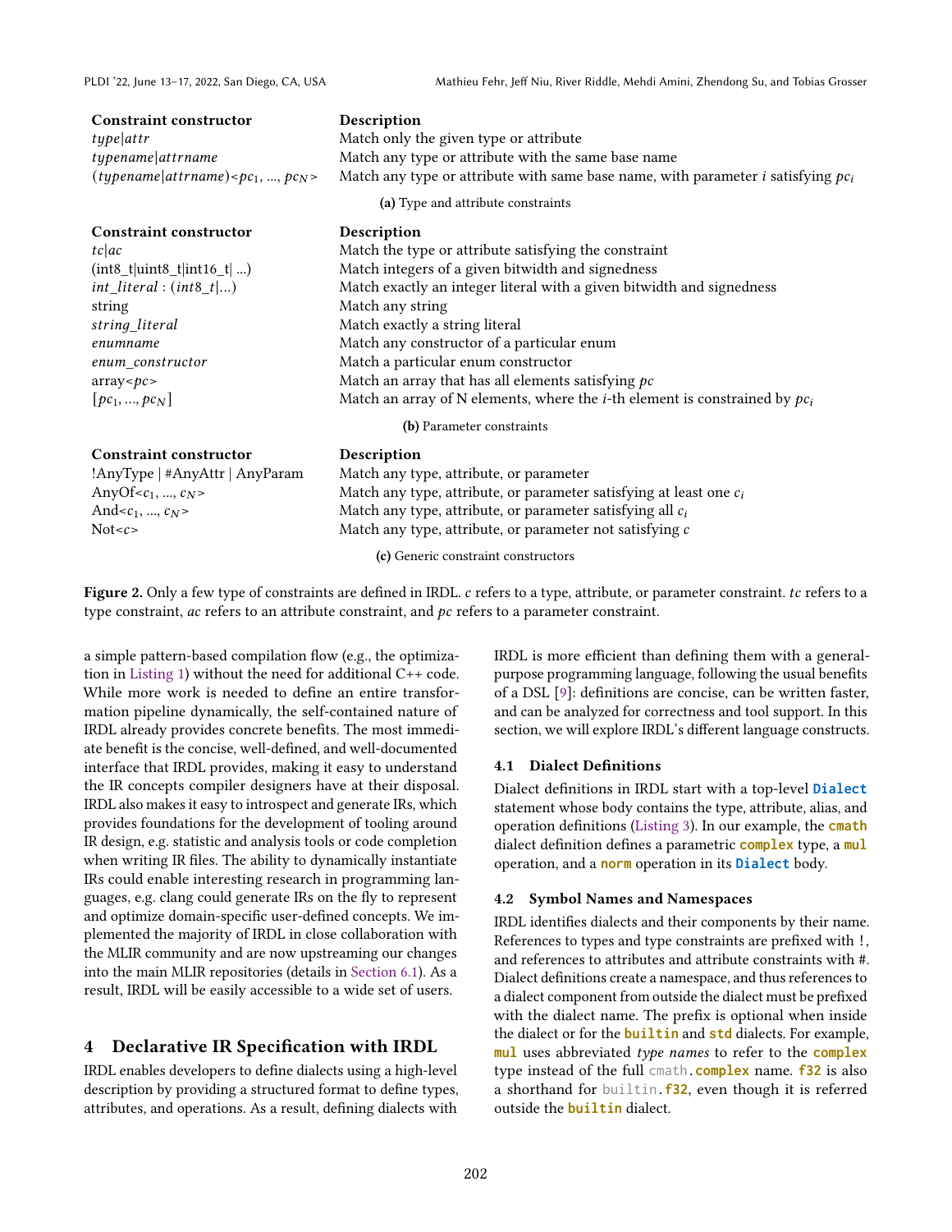| Constraint constructor | Description |
|---|---|
| *type*\|*attr* | Match only the given type or attribute |
| *typename*\|*attrname* | Match any type or attribute with the same base name |
| (*typename*\|*attrname*)<$pc_1$, ..., $pc_N$> | Match any type or attribute with same base name, with parameter $i$ satisfying $pc_i$ |

**(a)** Type and attribute constraints

| Constraint constructor | Description |
|---|---|
| *tc*\|*ac* | Match the type or attribute satisfying the constraint |
| (int8_t\|uint8_t\|int16_t\| ...) | Match integers of a given bitwidth and signedness |
| *int_literal* : (*int8_t*\|...) | Match exactly an integer literal with a given bitwidth and signedness |
| string | Match any string |
| *string_literal* | Match exactly a string literal |
| *enumname* | Match any constructor of a particular enum |
| *enum_constructor* | Match a particular enum constructor |
| array<*pc*> | Match an array that has all elements satisfying *pc* |
| [$pc_1$, ..., $pc_N$] | Match an array of N elements, where the *i*-th element is constrained by $pc_i$ |

**(b)** Parameter constraints

| Constraint constructor | Description |
|---|---|
| !AnyType \| #AnyAttr \| AnyParam | Match any type, attribute, or parameter |
| AnyOf<$c_1$, ..., $c_N$> | Match any type, attribute, or parameter satisfying at least one $c_i$ |
| And<$c_1$, ..., $c_N$> | Match any type, attribute, or parameter satisfying all $c_i$ |
| Not<*c*> | Match any type, attribute, or parameter not satisfying *c* |

**(c)** Generic constraint constructors

**Figure 2.** Only a few type of constraints are defined in IRDL. *c* refers to a type, attribute, or parameter constraint. *tc* refers to a type constraint, *ac* refers to an attribute constraint, and *pc* refers to a parameter constraint.

a simple pattern-based compilation flow (e.g., the optimization in Listing 1) without the need for additional C++ code. While more work is needed to define an entire transformation pipeline dynamically, the self-contained nature of IRDL already provides concrete benefits. The most immediate benefit is the concise, well-defined, and well-documented interface that IRDL provides, making it easy to understand the IR concepts compiler designers have at their disposal. IRDL also makes it easy to introspect and generate IRs, which provides foundations for the development of tooling around IR design, e.g. statistic and analysis tools or code completion when writing IR files. The ability to dynamically instantiate IRs could enable interesting research in programming languages, e.g. clang could generate IRs on the fly to represent and optimize domain-specific user-defined concepts. We implemented the majority of IRDL in close collaboration with the MLIR community and are now upstreaming our changes into the main MLIR repositories (details in Section 6.1). As a result, IRDL will be easily accessible to a wide set of users.

## 4 Declarative IR Specification with IRDL

IRDL enables developers to define dialects using a high-level description by providing a structured format to define types, attributes, and operations. As a result, defining dialects with IRDL is more efficient than defining them with a general-purpose programming language, following the usual benefits of a DSL [9]: definitions are concise, can be written faster, and can be analyzed for correctness and tool support. In this section, we will explore IRDL's different language constructs.

### 4.1 Dialect Definitions

Dialect definitions in IRDL start with a top-level **`Dialect`** statement whose body contains the type, attribute, alias, and operation definitions (Listing 3). In our example, the **`cmath`** dialect definition defines a parametric **`complex`** type, a **`mul`** operation, and a **`norm`** operation in its **`Dialect`** body.

### 4.2 Symbol Names and Namespaces

IRDL identifies dialects and their components by their name. References to types and type constraints are prefixed with !, and references to attributes and attribute constraints with #. Dialect definitions create a namespace, and thus references to a dialect component from outside the dialect must be prefixed with the dialect name. The prefix is optional when inside the dialect or for the **`builtin`** and **`std`** dialects. For example, **`mul`** uses abbreviated *type names* to refer to the **`complex`** type instead of the full `cmath.complex` name. **`f32`** is also a shorthand for `builtin.f32`, even though it is referred outside the **`builtin`** dialect.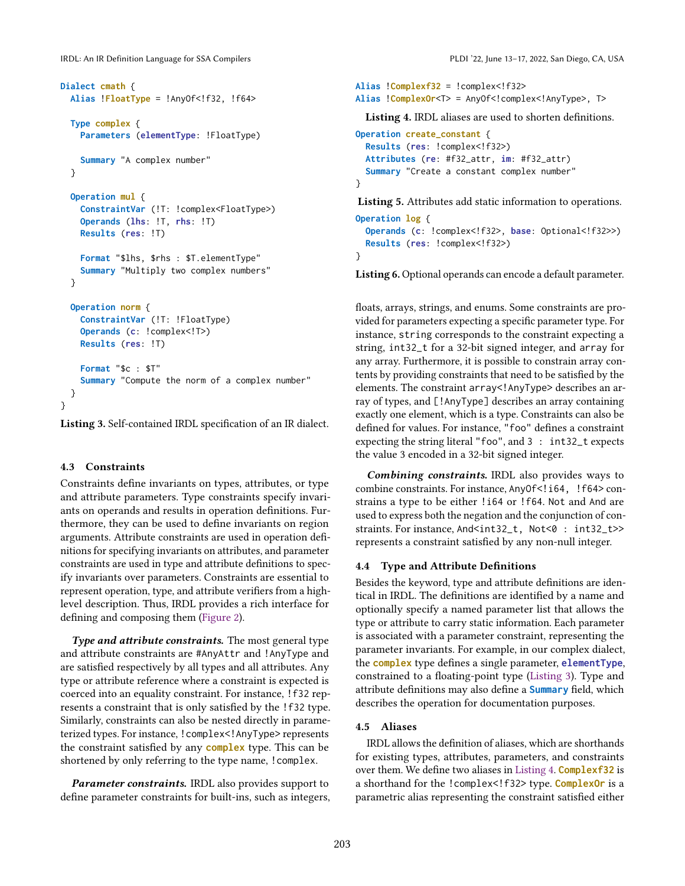```
Dialect cmath {
  Alias !FloatType = !AnyOf<!f32, !f64>

  Type complex {
    Parameters (elementType: !FloatType)

    Summary "A complex number"
  }

  Operation mul {
    ConstraintVar (!T: !complex<FloatType>)
    Operands (lhs: !T, rhs: !T)
    Results (res: !T)

    Format "$lhs, $rhs : $T.elementType"
    Summary "Multiply two complex numbers"
  }

  Operation norm {
    ConstraintVar (!T: !FloatType)
    Operands (c: !complex<!T>)
    Results (res: !T)

    Format "$c : $T"
    Summary "Compute the norm of a complex number"
  }
}
```

**Listing 3.** Self-contained IRDL specification of an IR dialect.

### 4.3 Constraints

Constraints define invariants on types, attributes, or type and attribute parameters. Type constraints specify invariants on operands and results in operation definitions. Furthermore, they can be used to define invariants on region arguments. Attribute constraints are used in operation definitions for specifying invariants on attributes, and parameter constraints are used in type and attribute definitions to specify invariants over parameters. Constraints are essential to represent operation, type, and attribute verifiers from a high-level description. Thus, IRDL provides a rich interface for defining and composing them (Figure 2).

***Type and attribute constraints.*** The most general type and attribute constraints are `#AnyAttr` and `!AnyType` and are satisfied respectively by all types and all attributes. Any type or attribute reference where a constraint is expected is coerced into an equality constraint. For instance, `!f32` represents a constraint that is only satisfied by the `!f32` type. Similarly, constraints can also be nested directly in parameterized types. For instance, `!complex<!AnyType>` represents the constraint satisfied by any **complex** type. This can be shortened by only referring to the type name, `!complex`.

***Parameter constraints.*** IRDL also provides support to define parameter constraints for built-ins, such as integers, floats, arrays, strings, and enums. Some constraints are provided for parameters expecting a specific parameter type. For instance, `string` corresponds to the constraint expecting a string, `int32_t` for a 32-bit signed integer, and `array` for any array. Furthermore, it is possible to constrain array contents by providing constraints that need to be satisfied by the elements. The constraint `array<!AnyType>` describes an array of types, and `[!AnyType]` describes an array containing exactly one element, which is a type. Constraints can also be defined for values. For instance, `"foo"` defines a constraint expecting the string literal `"foo"`, and `3 : int32_t` expects the value 3 encoded in a 32-bit signed integer.

***Combining constraints.*** IRDL also provides ways to combine constraints. For instance, `AnyOf<!i64, !f64>` constrains a type to be either `!i64` or `!f64`. `Not` and `And` are used to express both the negation and the conjunction of constraints. For instance, `And<int32_t, Not<0 : int32_t>>` represents a constraint satisfied by any non-null integer.

```
Alias !Complexf32 = !complex<!f32>
Alias !ComplexOr<T> = AnyOf<!complex<!AnyType>, T>
```

**Listing 4.** IRDL aliases are used to shorten definitions.

```
Operation create_constant {
  Results (res: !complex<!f32>)
  Attributes (re: #f32_attr, im: #f32_attr)
  Summary "Create a constant complex number"
}
```

**Listing 5.** Attributes add static information to operations.

```
Operation log {
  Operands (c: !complex<!f32>, base: Optional<!f32>>)
  Results (res: !complex<!f32>)
}
```

**Listing 6.** Optional operands can encode a default parameter.

### 4.4 Type and Attribute Definitions

Besides the keyword, type and attribute definitions are identical in IRDL. The definitions are identified by a name and optionally specify a named parameter list that allows the type or attribute to carry static information. Each parameter is associated with a parameter constraint, representing the parameter invariants. For example, in our complex dialect, the **complex** type defines a single parameter, **elementType**, constrained to a floating-point type (Listing 3). Type and attribute definitions may also define a **Summary** field, which describes the operation for documentation purposes.

### 4.5 Aliases

IRDL allows the definition of aliases, which are shorthands for existing types, attributes, parameters, and constraints over them. We define two aliases in Listing 4. **Complexf32** is a shorthand for the `!complex<!f32>` type. **ComplexOr** is a parametric alias representing the constraint satisfied either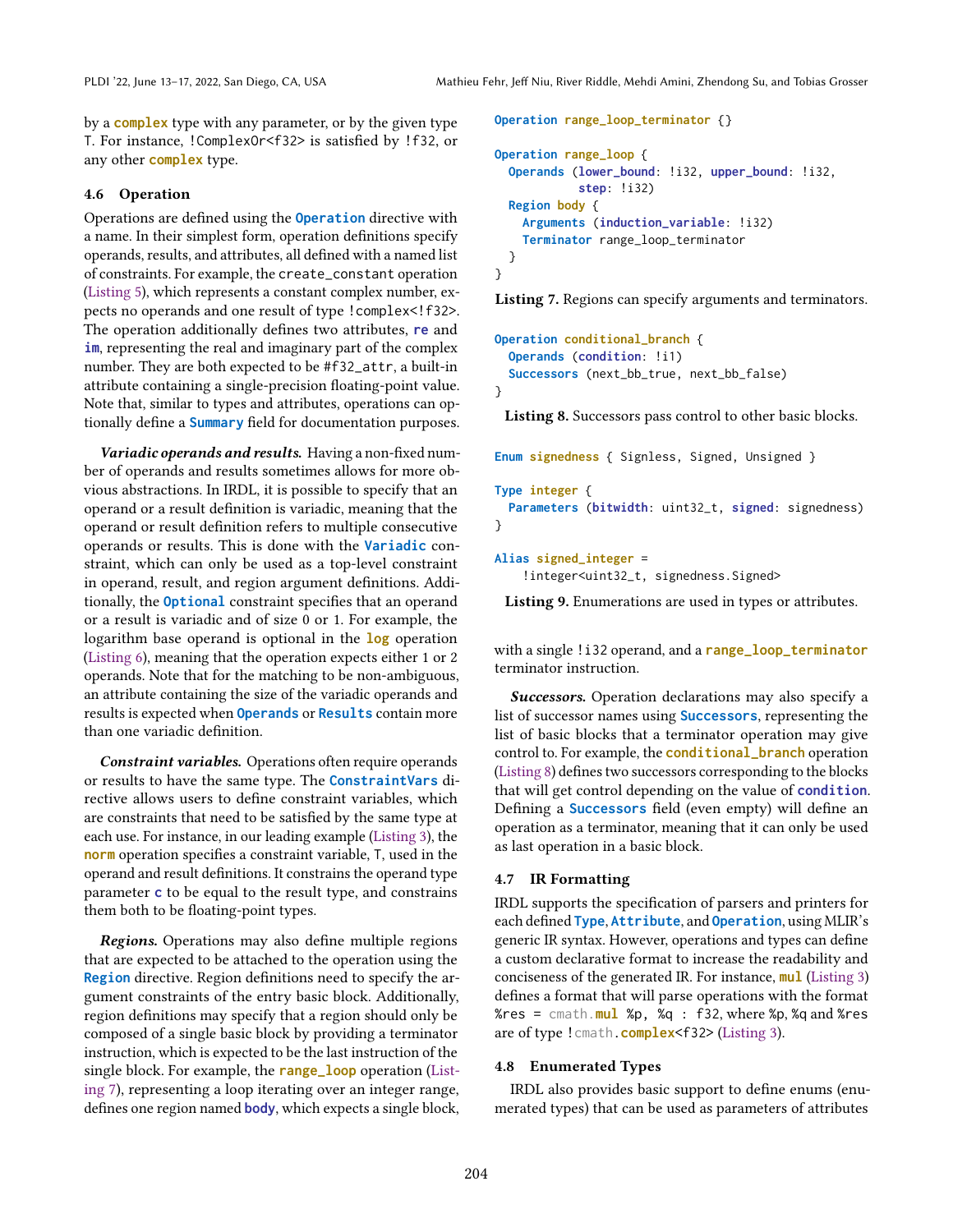by a **complex** type with any parameter, or by the given type T. For instance, !ComplexOr<f32> is satisfied by !f32, or any other **complex** type.

### 4.6 Operation

Operations are defined using the **Operation** directive with a name. In their simplest form, operation definitions specify operands, results, and attributes, all defined with a named list of constraints. For example, the create_constant operation (Listing 5), which represents a constant complex number, expects no operands and one result of type !complex<!f32>. The operation additionally defines two attributes, **re** and **im**, representing the real and imaginary part of the complex number. They are both expected to be #f32_attr, a built-in attribute containing a single-precision floating-point value. Note that, similar to types and attributes, operations can optionally define a **Summary** field for documentation purposes.

***Variadic operands and results.*** Having a non-fixed number of operands and results sometimes allows for more obvious abstractions. In IRDL, it is possible to specify that an operand or a result definition is variadic, meaning that the operand or result definition refers to multiple consecutive operands or results. This is done with the **Variadic** constraint, which can only be used as a top-level constraint in operand, result, and region argument definitions. Additionally, the **Optional** constraint specifies that an operand or a result is variadic and of size 0 or 1. For example, the logarithm base operand is optional in the **log** operation (Listing 6), meaning that the operation expects either 1 or 2 operands. Note that for the matching to be non-ambiguous, an attribute containing the size of the variadic operands and results is expected when **Operands** or **Results** contain more than one variadic definition.

***Constraint variables.*** Operations often require operands or results to have the same type. The **ConstraintVars** directive allows users to define constraint variables, which are constraints that need to be satisfied by the same type at each use. For instance, in our leading example (Listing 3), the **norm** operation specifies a constraint variable, T, used in the operand and result definitions. It constrains the operand type parameter **c** to be equal to the result type, and constrains them both to be floating-point types.

***Regions.*** Operations may also define multiple regions that are expected to be attached to the operation using the **Region** directive. Region definitions need to specify the argument constraints of the entry basic block. Additionally, region definitions may specify that a region should only be composed of a single basic block by providing a terminator instruction, which is expected to be the last instruction of the single block. For example, the **range_loop** operation (Listing 7), representing a loop iterating over an integer range, defines one region named **body**, which expects a single block, with a single !i32 operand, and a **range_loop_terminator** terminator instruction.

```
Operation range_loop_terminator {}

Operation range_loop {
  Operands (lower_bound: !i32, upper_bound: !i32,
            step: !i32)
  Region body {
    Arguments (induction_variable: !i32)
    Terminator range_loop_terminator
  }
}
```

**Listing 7.** Regions can specify arguments and terminators.

```
Operation conditional_branch {
  Operands (condition: !i1)
  Successors (next_bb_true, next_bb_false)
}
```

**Listing 8.** Successors pass control to other basic blocks.

```
Enum signedness { Signless, Signed, Unsigned }

Type integer {
  Parameters (bitwidth: uint32_t, signed: signedness)
}

Alias signed_integer =
    !integer<uint32_t, signedness.Signed>
```

**Listing 9.** Enumerations are used in types or attributes.

***Successors.*** Operation declarations may also specify a list of successor names using **Successors**, representing the list of basic blocks that a terminator operation may give control to. For example, the **conditional_branch** operation (Listing 8) defines two successors corresponding to the blocks that will get control depending on the value of **condition**. Defining a **Successors** field (even empty) will define an operation as a terminator, meaning that it can only be used as last operation in a basic block.

### 4.7 IR Formatting

IRDL supports the specification of parsers and printers for each defined **Type**, **Attribute**, and **Operation**, using MLIR's generic IR syntax. However, operations and types can define a custom declarative format to increase the readability and conciseness of the generated IR. For instance, **mul** (Listing 3) defines a format that will parse operations with the format %res = cmath.**mul** %p, %q : f32, where %p, %q and %res are of type !cmath.**complex**<f32> (Listing 3).

### 4.8 Enumerated Types

IRDL also provides basic support to define enums (enumerated types) that can be used as parameters of attributes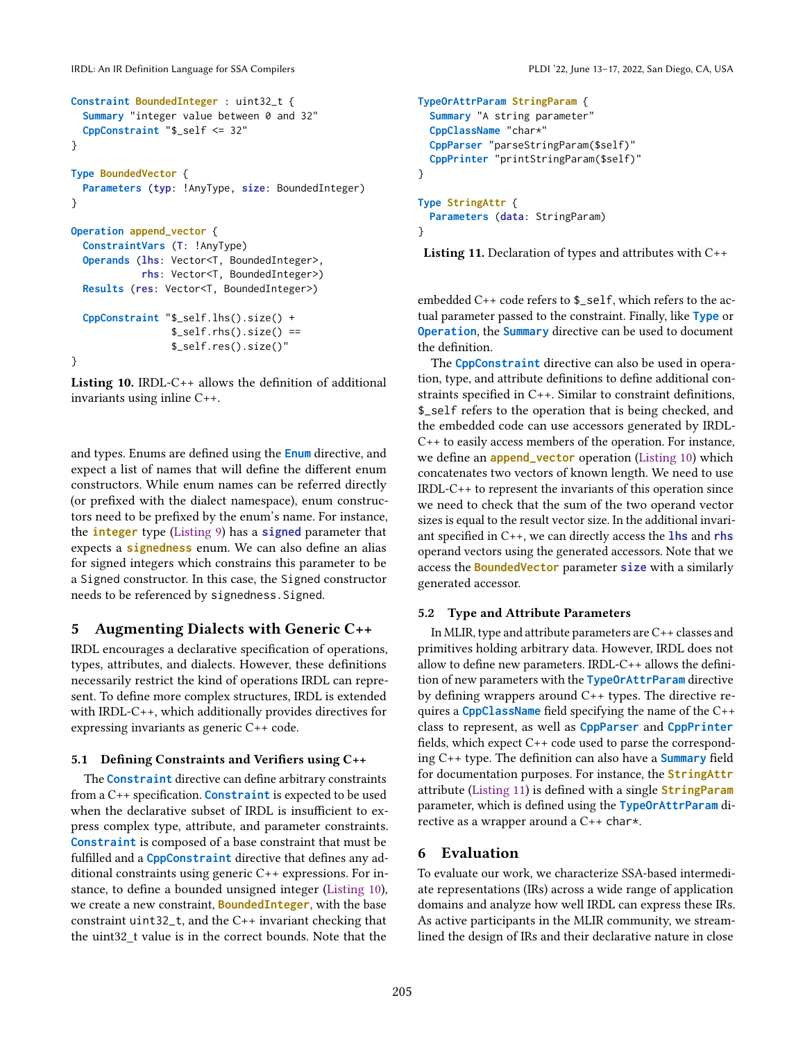```
Constraint BoundedInteger : uint32_t {
  Summary "integer value between 0 and 32"
  CppConstraint "$_self <= 32"
}

Type BoundedVector {
  Parameters (typ: !AnyType, size: BoundedInteger)
}

Operation append_vector {
  ConstraintVars (T: !AnyType)
  Operands (lhs: Vector<T, BoundedInteger>,
            rhs: Vector<T, BoundedInteger>)
  Results (res: Vector<T, BoundedInteger>)

  CppConstraint "$_self.lhs().size() +
                 $_self.rhs().size() ==
                 $_self.res().size()"
}
```

**Listing 10.** IRDL-C++ allows the definition of additional invariants using inline C++.

and types. Enums are defined using the **Enum** directive, and expect a list of names that will define the different enum constructors. While enum names can be referred directly (or prefixed with the dialect namespace), enum constructors need to be prefixed by the enum's name. For instance, the **integer** type (Listing 9) has a **signed** parameter that expects a **signedness** enum. We can also define an alias for signed integers which constrains this parameter to be a `Signed` constructor. In this case, the `Signed` constructor needs to be referenced by `signedness.Signed`.

## 5 Augmenting Dialects with Generic C++

IRDL encourages a declarative specification of operations, types, attributes, and dialects. However, these definitions necessarily restrict the kind of operations IRDL can represent. To define more complex structures, IRDL is extended with IRDL-C++, which additionally provides directives for expressing invariants as generic C++ code.

### 5.1 Defining Constraints and Verifiers using C++

The **Constraint** directive can define arbitrary constraints from a C++ specification. **Constraint** is expected to be used when the declarative subset of IRDL is insufficient to express complex type, attribute, and parameter constraints. **Constraint** is composed of a base constraint that must be fulfilled and a **CppConstraint** directive that defines any additional constraints using generic C++ expressions. For instance, to define a bounded unsigned integer (Listing 10), we create a new constraint, **BoundedInteger**, with the base constraint `uint32_t`, and the C++ invariant checking that the `uint32_t` value is in the correct bounds. Note that the

```
TypeOrAttrParam StringParam {
  Summary "A string parameter"
  CppClassName "char*"
  CppParser "parseStringParam($self)"
  CppPrinter "printStringParam($self)"
}

Type StringAttr {
  Parameters (data: StringParam)
}
```

**Listing 11.** Declaration of types and attributes with C++

embedded C++ code refers to `$_self`, which refers to the actual parameter passed to the constraint. Finally, like **Type** or **Operation**, the **Summary** directive can be used to document the definition.

The **CppConstraint** directive can also be used in operation, type, and attribute definitions to define additional constraints specified in C++. Similar to constraint definitions, `$_self` refers to the operation that is being checked, and the embedded code can use accessors generated by IRDL-C++ to easily access members of the operation. For instance, we define an **append_vector** operation (Listing 10) which concatenates two vectors of known length. We need to use IRDL-C++ to represent the invariants of this operation since we need to check that the sum of the two operand vector sizes is equal to the result vector size. In the additional invariant specified in C++, we can directly access the **lhs** and **rhs** operand vectors using the generated accessors. Note that we access the **BoundedVector** parameter **size** with a similarly generated accessor.

### 5.2 Type and Attribute Parameters

In MLIR, type and attribute parameters are C++ classes and primitives holding arbitrary data. However, IRDL does not allow to define new parameters. IRDL-C++ allows the definition of new parameters with the **TypeOrAttrParam** directive by defining wrappers around C++ types. The directive requires a **CppClassName** field specifying the name of the C++ class to represent, as well as **CppParser** and **CppPrinter** fields, which expect C++ code used to parse the corresponding C++ type. The definition can also have a **Summary** field for documentation purposes. For instance, the **StringAttr** attribute (Listing 11) is defined with a single **StringParam** parameter, which is defined using the **TypeOrAttrParam** directive as a wrapper around a C++ `char*`.

## 6 Evaluation

To evaluate our work, we characterize SSA-based intermediate representations (IRs) across a wide range of application domains and analyze how well IRDL can express these IRs. As active participants in the MLIR community, we streamlined the design of IRs and their declarative nature in close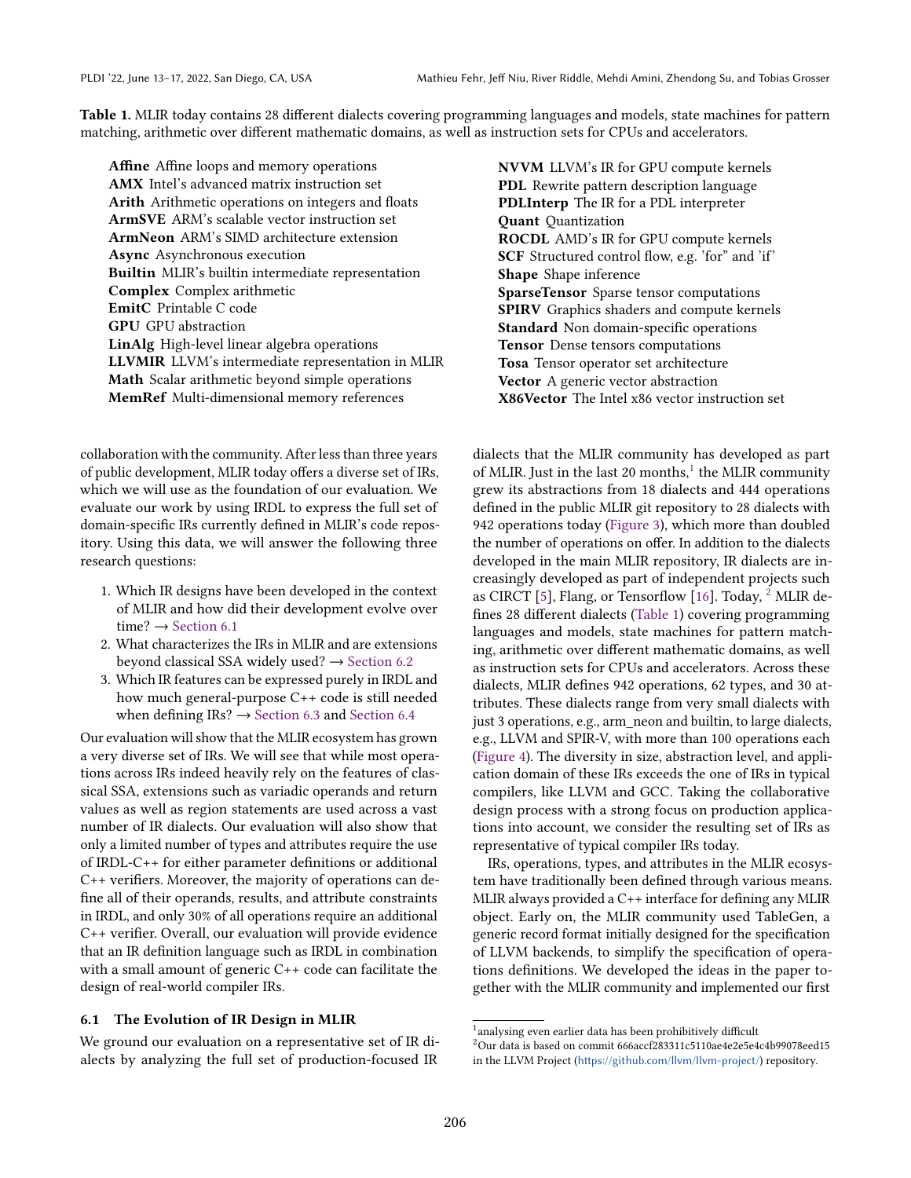**Table 1.** MLIR today contains 28 different dialects covering programming languages and models, state machines for pattern matching, arithmetic over different mathematic domains, as well as instruction sets for CPUs and accelerators.

**Affine** Affine loops and memory operations
**AMX** Intel's advanced matrix instruction set
**Arith** Arithmetic operations on integers and floats
**ArmSVE** ARM's scalable vector instruction set
**ArmNeon** ARM's SIMD architecture extension
**Async** Asynchronous execution
**Builtin** MLIR's builtin intermediate representation
**Complex** Complex arithmetic
**EmitC** Printable C code
**GPU** GPU abstraction
**LinAlg** High-level linear algebra operations
**LLVMIR** LLVM's intermediate representation in MLIR
**Math** Scalar arithmetic beyond simple operations
**MemRef** Multi-dimensional memory references
**NVVM** LLVM's IR for GPU compute kernels
**PDL** Rewrite pattern description language
**PDLInterp** The IR for a PDL interpreter
**Quant** Quantization
**ROCDL** AMD's IR for GPU compute kernels
**SCF** Structured control flow, e.g. 'for" and 'if'
**Shape** Shape inference
**SparseTensor** Sparse tensor computations
**SPIRV** Graphics shaders and compute kernels
**Standard** Non domain-specific operations
**Tensor** Dense tensors computations
**Tosa** Tensor operator set architecture
**Vector** A generic vector abstraction
**X86Vector** The Intel x86 vector instruction set

collaboration with the community. After less than three years of public development, MLIR today offers a diverse set of IRs, which we will use as the foundation of our evaluation. We evaluate our work by using IRDL to express the full set of domain-specific IRs currently defined in MLIR's code repository. Using this data, we will answer the following three research questions:

1. Which IR designs have been developed in the context of MLIR and how did their development evolve over time? → Section 6.1
2. What characterizes the IRs in MLIR and are extensions beyond classical SSA widely used? → Section 6.2
3. Which IR features can be expressed purely in IRDL and how much general-purpose C++ code is still needed when defining IRs? → Section 6.3 and Section 6.4

Our evaluation will show that the MLIR ecosystem has grown a very diverse set of IRs. We will see that while most operations across IRs indeed heavily rely on the features of classical SSA, extensions such as variadic operands and return values as well as region statements are used across a vast number of IR dialects. Our evaluation will also show that only a limited number of types and attributes require the use of IRDL-C++ for either parameter definitions or additional C++ verifiers. Moreover, the majority of operations can define all of their operands, results, and attribute constraints in IRDL, and only 30% of all operations require an additional C++ verifier. Overall, our evaluation will provide evidence that an IR definition language such as IRDL in combination with a small amount of generic C++ code can facilitate the design of real-world compiler IRs.

### 6.1 The Evolution of IR Design in MLIR

We ground our evaluation on a representative set of IR dialects by analyzing the full set of production-focused IR dialects that the MLIR community has developed as part of MLIR. Just in the last 20 months,[1] the MLIR community grew its abstractions from 18 dialects and 444 operations defined in the public MLIR git repository to 28 dialects with 942 operations today (Figure 3), which more than doubled the number of operations on offer. In addition to the dialects developed in the main MLIR repository, IR dialects are increasingly developed as part of independent projects such as CIRCT [5], Flang, or Tensorflow [16]. Today, [2] MLIR defines 28 different dialects (Table 1) covering programming languages and models, state machines for pattern matching, arithmetic over different mathematic domains, as well as instruction sets for CPUs and accelerators. Across these dialects, MLIR defines 942 operations, 62 types, and 30 attributes. These dialects range from very small dialects with just 3 operations, e.g., arm_neon and builtin, to large dialects, e.g., LLVM and SPIR-V, with more than 100 operations each (Figure 4). The diversity in size, abstraction level, and application domain of these IRs exceeds the one of IRs in typical compilers, like LLVM and GCC. Taking the collaborative design process with a strong focus on production applications into account, we consider the resulting set of IRs as representative of typical compiler IRs today.

IRs, operations, types, and attributes in the MLIR ecosystem have traditionally been defined through various means. MLIR always provided a C++ interface for defining any MLIR object. Early on, the MLIR community used TableGen, a generic record format initially designed for the specification of LLVM backends, to simplify the specification of operations definitions. We developed the ideas in the paper together with the MLIR community and implemented our first

[1] analysing even earlier data has been prohibitively difficult
[2] Our data is based on commit 666accf283311c5110ae4e2e5e4c4b99078eed15 in the LLVM Project (https://github.com/llvm/llvm-project/) repository.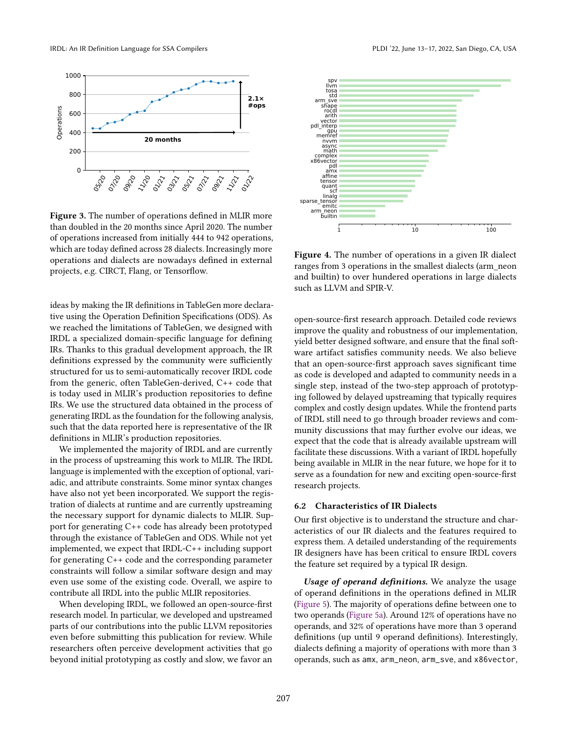Figure 3. The number of operations defined in MLIR more than doubled in the 20 months since April 2020. The number of operations increased from initially 444 to 942 operations, which are today defined across 28 dialects. Increasingly more operations and dialects are nowadays defined in external projects, e.g. CIRCT, Flang, or Tensorflow.

ideas by making the IR definitions in TableGen more declarative using the Operation Definition Specifications (ODS). As we reached the limitations of TableGen, we designed with IRDL a specialized domain-specific language for defining IRs. Thanks to this gradual development approach, the IR definitions expressed by the community were sufficiently structured for us to semi-automatically recover IRDL code from the generic, often TableGen-derived, C++ code that is today used in MLIR's production repositories to define IRs. We use the structured data obtained in the process of generating IRDL as the foundation for the following analysis, such that the data reported here is representative of the IR definitions in MLIR's production repositories.

We implemented the majority of IRDL and are currently in the process of upstreaming this work to MLIR. The IRDL language is implemented with the exception of optional, variadic, and attribute constraints. Some minor syntax changes have also not yet been incorporated. We support the registration of dialects at runtime and are currently upstreaming the necessary support for dynamic dialects to MLIR. Support for generating C++ code has already been prototyped through the existance of TableGen and ODS. While not yet implemented, we expect that IRDL-C++ including support for generating C++ code and the corresponding parameter constraints will follow a similar software design and may even use some of the existing code. Overall, we aspire to contribute all IRDL into the public MLIR repositories.

When developing IRDL, we followed an open-source-first research model. In particular, we developed and upstreamed parts of our contributions into the public LLVM repositories even before submitting this publication for review. While researchers often perceive development activities that go beyond initial prototyping as costly and slow, we favor an open-source-first research approach. Detailed code reviews improve the quality and robustness of our implementation, yield better designed software, and ensure that the final software artifact satisfies community needs. We also believe that an open-source-first approach saves significant time as code is developed and adapted to community needs in a single step, instead of the two-step approach of prototyping followed by delayed upstreaming that typically requires complex and costly design updates. While the frontend parts of IRDL still need to go through broader reviews and community discussions that may further evolve our ideas, we expect that the code that is already available upstream will facilitate these discussions. With a variant of IRDL hopefully being available in MLIR in the near future, we hope for it to serve as a foundation for new and exciting open-source-first research projects.

Figure 4. The number of operations in a given IR dialect ranges from 3 operations in the smallest dialects (arm_neon and builtin) to over hundered operations in large dialects such as LLVM and SPIR-V.

### 6.2 Characteristics of IR Dialects

Our first objective is to understand the structure and characteristics of our IR dialects and the features required to express them. A detailed understanding of the requirements IR designers have has been critical to ensure IRDL covers the feature set required by a typical IR design.

***Usage of operand definitions.*** We analyze the usage of operand definitions in the operations defined in MLIR (Figure 5). The majority of operations define between one to two operands (Figure 5a). Around 12% of operations have no operands, and 32% of operations have more than 3 operand definitions (up until 9 operand definitions). Interestingly, dialects defining a majority of operations with more than 3 operands, such as `amx`, `arm_neon`, `arm_sve`, and `x86vector`,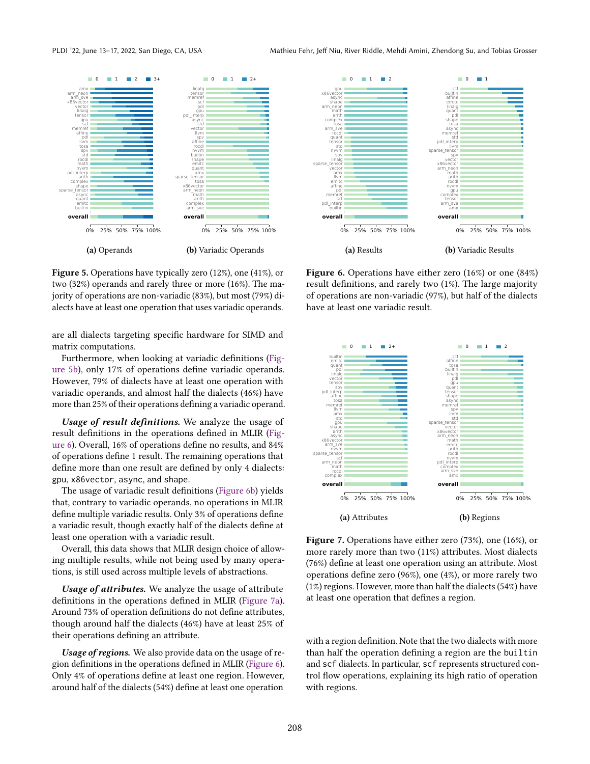(a) Operands

(b) Variadic Operands

**Figure 5.** Operations have typically zero (12%), one (41%), or two (32%) operands and rarely three or more (16%). The majority of operations are non-variadic (83%), but most (79%) dialects have at least one operation that uses variadic operands.

are all dialects targeting specific hardware for SIMD and matrix computations.

Furthermore, when looking at variadic definitions (Figure 5b), only 17% of operations define variadic operands. However, 79% of dialects have at least one operation with variadic operands, and almost half the dialects (46%) have more than 25% of their operations defining a variadic operand.

***Usage of result definitions.*** We analyze the usage of result definitions in the operations defined in MLIR (Figure 6). Overall, 16% of operations define no results, and 84% of operations define 1 result. The remaining operations that define more than one result are defined by only 4 dialects: `gpu`, `x86vector`, `async`, and `shape`.

The usage of variadic result definitions (Figure 6b) yields that, contrary to variadic operands, no operations in MLIR define multiple variadic results. Only 3% of operations define a variadic result, though exactly half of the dialects define at least one operation with a variadic result.

Overall, this data shows that MLIR design choice of allowing multiple results, while not being used by many operations, is still used across multiple levels of abstractions.

***Usage of attributes.*** We analyze the usage of attribute definitions in the operations defined in MLIR (Figure 7a). Around 73% of operation definitions do not define attributes, though around half the dialects (46%) have at least 25% of their operations defining an attribute.

***Usage of regions.*** We also provide data on the usage of region definitions in the operations defined in MLIR (Figure 6). Only 4% of operations define at least one region. However, around half of the dialects (54%) define at least one operation with a region definition. Note that the two dialects with more than half the operation defining a region are the `builtin` and `scf` dialects. In particular, `scf` represents structured control flow operations, explaining its high ratio of operation with regions.

(a) Results

(b) Variadic Results

**Figure 6.** Operations have either zero (16%) or one (84%) result definitions, and rarely two (1%). The large majority of operations are non-variadic (97%), but half of the dialects have at least one variadic result.

(a) Attributes

(b) Regions

**Figure 7.** Operations have either zero (73%), one (16%), or more rarely more than two (11%) attributes. Most dialects (76%) define at least one operation using an attribute. Most operations define zero (96%), one (4%), or more rarely two (1%) regions. However, more than half the dialects (54%) have at least one operation that defines a region.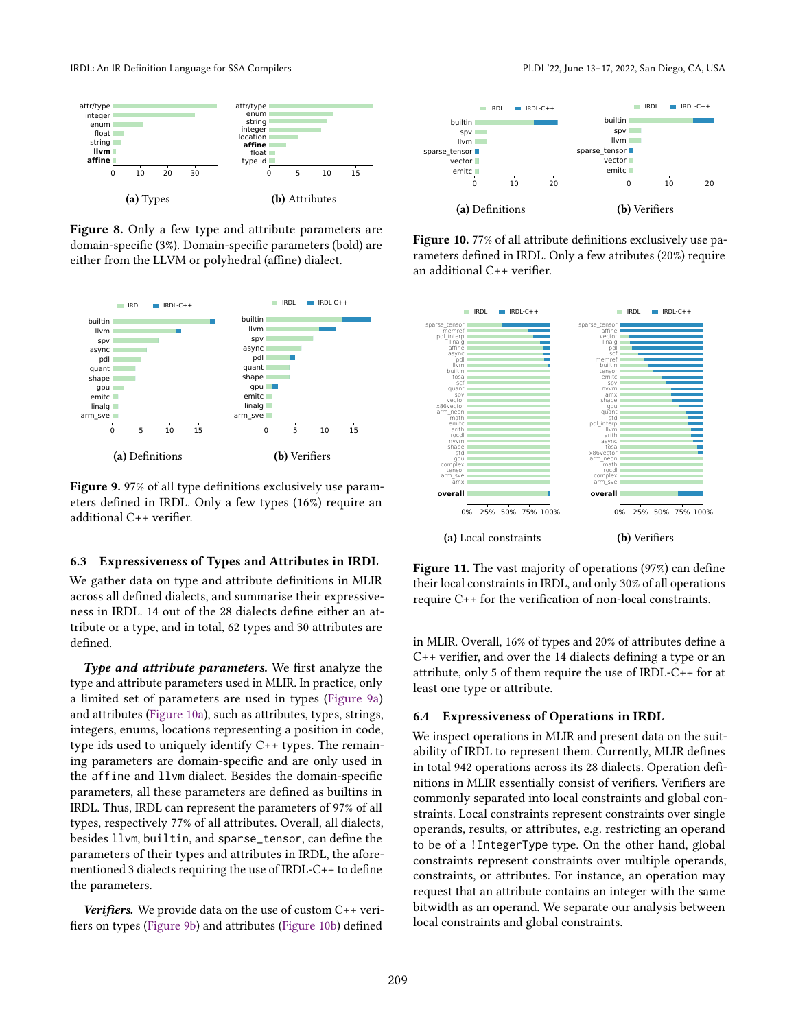**(a)** Types

**(b)** Attributes

**Figure 8.** Only a few type and attribute parameters are domain-specific (3%). Domain-specific parameters (bold) are either from the LLVM or polyhedral (affine) dialect.

**(a)** Definitions

**(b)** Verifiers

**Figure 9.** 97% of all type definitions exclusively use parameters defined in IRDL. Only a few types (16%) require an additional C++ verifier.

### 6.3 Expressiveness of Types and Attributes in IRDL

We gather data on type and attribute definitions in MLIR across all defined dialects, and summarise their expressiveness in IRDL. 14 out of the 28 dialects define either an attribute or a type, and in total, 62 types and 30 attributes are defined.

***Type and attribute parameters.*** We first analyze the type and attribute parameters used in MLIR. In practice, only a limited set of parameters are used in types (Figure 9a) and attributes (Figure 10a), such as attributes, types, strings, integers, enums, locations representing a position in code, type ids used to uniquely identify C++ types. The remaining parameters are domain-specific and are only used in the `affine` and `llvm` dialect. Besides the domain-specific parameters, all these parameters are defined as builtins in IRDL. Thus, IRDL can represent the parameters of 97% of all types, respectively 77% of all attributes. Overall, all dialects, besides `llvm`, `builtin`, and `sparse_tensor`, can define the parameters of their types and attributes in IRDL, the aforementioned 3 dialects requiring the use of IRDL-C++ to define the parameters.

***Verifiers.*** We provide data on the use of custom C++ verifiers on types (Figure 9b) and attributes (Figure 10b) defined in MLIR. Overall, 16% of types and 20% of attributes define a C++ verifier, and over the 14 dialects defining a type or an attribute, only 5 of them require the use of IRDL-C++ for at least one type or attribute.

**(a)** Definitions

**(b)** Verifiers

**Figure 10.** 77% of all attribute definitions exclusively use parameters defined in IRDL. Only a few atributes (20%) require an additional C++ verifier.

**(a)** Local constraints

**(b)** Verifiers

**Figure 11.** The vast majority of operations (97%) can define their local constraints in IRDL, and only 30% of all operations require C++ for the verification of non-local constraints.

### 6.4 Expressiveness of Operations in IRDL

We inspect operations in MLIR and present data on the suitability of IRDL to represent them. Currently, MLIR defines in total 942 operations across its 28 dialects. Operation definitions in MLIR essentially consist of verifiers. Verifiers are commonly separated into local constraints and global constraints. Local constraints represent constraints over single operands, results, or attributes, e.g. restricting an operand to be of a `!IntegerType` type. On the other hand, global constraints represent constraints over multiple operands, constraints, or attributes. For instance, an operation may request that an attribute contains an integer with the same bitwidth as an operand. We separate our analysis between local constraints and global constraints.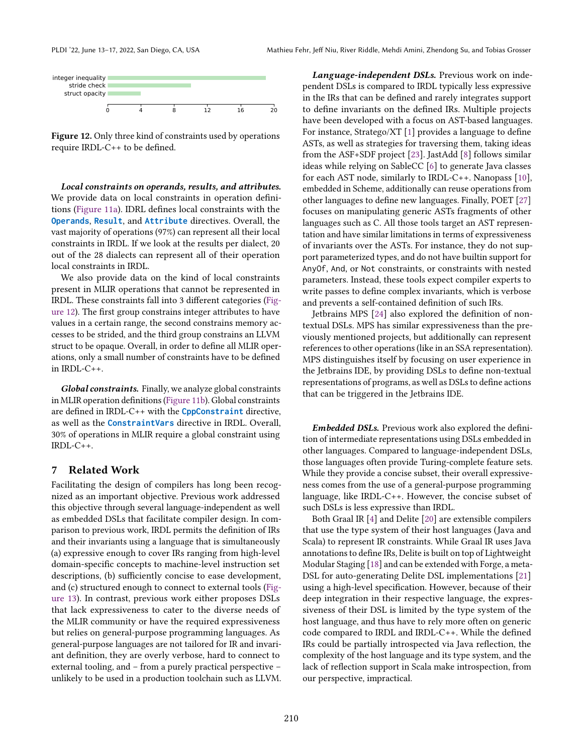Figure 12. Only three kind of constraints used by operations require IRDL-C++ to be defined.

***Local constraints on operands, results, and attributes.*** We provide data on local constraints in operation definitions (Figure 11a). IDRL defines local constraints with the **Operands**, **Result**, and **Attribute** directives. Overall, the vast majority of operations (97%) can represent all their local constraints in IRDL. If we look at the results per dialect, 20 out of the 28 dialects can represent all of their operation local constraints in IRDL.

We also provide data on the kind of local constraints present in MLIR operations that cannot be represented in IRDL. These constraints fall into 3 different categories (Figure 12). The first group constrains integer attributes to have values in a certain range, the second constrains memory accesses to be strided, and the third group constrains an LLVM struct to be opaque. Overall, in order to define all MLIR operations, only a small number of constraints have to be defined in IRDL-C++.

***Global constraints.*** Finally, we analyze global constraints in MLIR operation definitions (Figure 11b). Global constraints are defined in IRDL-C++ with the **CppConstraint** directive, as well as the **ConstraintVars** directive in IRDL. Overall, 30% of operations in MLIR require a global constraint using IRDL-C++.

## 7 Related Work

Facilitating the design of compilers has long been recognized as an important objective. Previous work addressed this objective through several language-independent as well as embedded DSLs that facilitate compiler design. In comparison to previous work, IRDL permits the definition of IRs and their invariants using a language that is simultaneously (a) expressive enough to cover IRs ranging from high-level domain-specific concepts to machine-level instruction set descriptions, (b) sufficiently concise to ease development, and (c) structured enough to connect to external tools (Figure 13). In contrast, previous work either proposes DSLs that lack expressiveness to cater to the diverse needs of the MLIR community or have the required expressiveness but relies on general-purpose programming languages. As general-purpose languages are not tailored for IR and invariant definition, they are overly verbose, hard to connect to external tooling, and – from a purely practical perspective – unlikely to be used in a production toolchain such as LLVM.

***Language-independent DSLs.*** Previous work on independent DSLs is compared to IRDL typically less expressive in the IRs that can be defined and rarely integrates support to define invariants on the defined IRs. Multiple projects have been developed with a focus on AST-based languages. For instance, Stratego/XT [1] provides a language to define ASTs, as well as strategies for traversing them, taking ideas from the ASF+SDF project [23]. JastAdd [8] follows similar ideas while relying on SableCC [6] to generate Java classes for each AST node, similarly to IRDL-C++. Nanopass [10], embedded in Scheme, additionally can reuse operations from other languages to define new languages. Finally, POET [27] focuses on manipulating generic ASTs fragments of other languages such as C. All those tools target an AST representation and have similar limitations in terms of expressiveness of invariants over the ASTs. For instance, they do not support parameterized types, and do not have builtin support for `AnyOf`, `And`, or `Not` constraints, or constraints with nested parameters. Instead, these tools expect compiler experts to write passes to define complex invariants, which is verbose and prevents a self-contained definition of such IRs.

Jetbrains MPS [24] also explored the definition of non-textual DSLs. MPS has similar expressiveness than the previously mentioned projects, but additionally can represent references to other operations (like in an SSA representation). MPS distinguishes itself by focusing on user experience in the Jetbrains IDE, by providing DSLs to define non-textual representations of programs, as well as DSLs to define actions that can be triggered in the Jetbrains IDE.

***Embedded DSLs.*** Previous work also explored the definition of intermediate representations using DSLs embedded in other languages. Compared to language-independent DSLs, those languages often provide Turing-complete feature sets. While they provide a concise subset, their overall expressiveness comes from the use of a general-purpose programming language, like IRDL-C++. However, the concise subset of such DSLs is less expressive than IRDL.

Both Graal IR [4] and Delite [20] are extensible compilers that use the type system of their host languages (Java and Scala) to represent IR constraints. While Graal IR uses Java annotations to define IRs, Delite is built on top of Lightweight Modular Staging [18] and can be extended with Forge, a meta-DSL for auto-generating Delite DSL implementations [21] using a high-level specification. However, because of their deep integration in their respective language, the expressiveness of their DSL is limited by the type system of the host language, and thus have to rely more often on generic code compared to IRDL and IRDL-C++. While the defined IRs could be partially introspected via Java reflection, the complexity of the host language and its type system, and the lack of reflection support in Scala make introspection, from our perspective, impractical.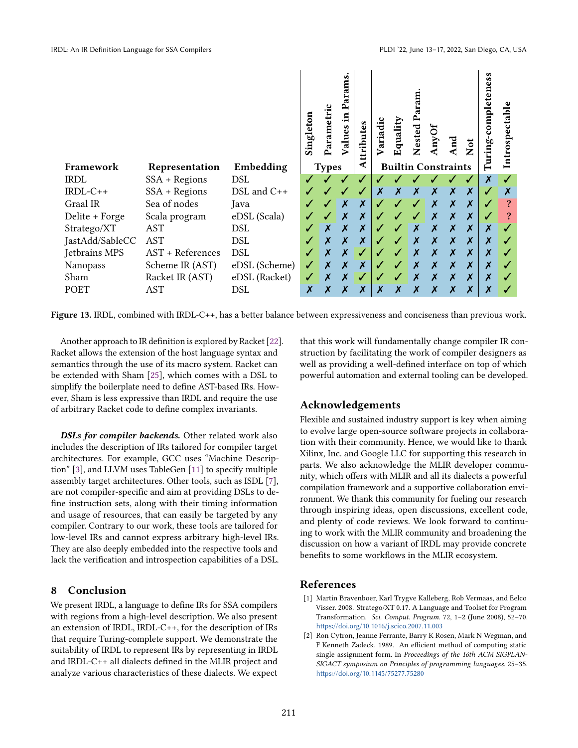| Framework | Representation | Embedding | Types: Singleton | Types: Parametric | Types: Values in Params. | Attributes | Builtin Constraints: Variadic | Builtin Constraints: Equality | Builtin Constraints: Nested Param. | Builtin Constraints: AnyOf | Builtin Constraints: And | Builtin Constraints: Not | Turing-completeness | Introspectable |
|---|---|---|---|---|---|---|---|---|---|---|---|---|---|---|
| IRDL | SSA + Regions | DSL | ✓ | ✓ | ✓ | ✓ | ✓ | ✓ | ✓ | ✓ | ✓ | ✓ | ✗ | ✓ |
| IRDL-C++ | SSA + Regions | DSL and C++ | ✓ | ✓ | ✓ | ✓ | ✗ | ✗ | ✗ | ✗ | ✗ | ✗ | ✓ | ✗ |
| Graal IR | Sea of nodes | Java | ✓ | ✓ | ✗ | ✗ | ✓ | ✓ | ✓ | ✗ | ✗ | ✗ | ✓ | ? |
| Delite + Forge | Scala program | eDSL (Scala) | ✓ | ✓ | ✗ | ✗ | ✓ | ✓ | ✓ | ✗ | ✗ | ✗ | ✓ | ? |
| Stratego/XT | AST | DSL | ✓ | ✗ | ✗ | ✗ | ✓ | ✓ | ✗ | ✗ | ✗ | ✗ | ✗ | ✓ |
| JastAdd/SableCC | AST | DSL | ✓ | ✗ | ✗ | ✗ | ✓ | ✓ | ✗ | ✗ | ✗ | ✗ | ✗ | ✓ |
| Jetbrains MPS | AST + References | DSL | ✓ | ✗ | ✗ | ✓ | ✓ | ✓ | ✗ | ✗ | ✗ | ✗ | ✗ | ✓ |
| Nanopass | Scheme IR (AST) | eDSL (Scheme) | ✓ | ✗ | ✗ | ✗ | ✓ | ✓ | ✗ | ✗ | ✗ | ✗ | ✗ | ✓ |
| Sham | Racket IR (AST) | eDSL (Racket) | ✓ | ✗ | ✗ | ✓ | ✓ | ✓ | ✗ | ✗ | ✗ | ✗ | ✗ | ✓ |
| POET | AST | DSL | ✗ | ✗ | ✗ | ✗ | ✗ | ✗ | ✗ | ✗ | ✗ | ✗ | ✗ | ✓ |

**Figure 13.** IRDL, combined with IRDL-C++, has a better balance between expressiveness and conciseness than previous work.

Another approach to IR definition is explored by Racket [22]. Racket allows the extension of the host language syntax and semantics through the use of its macro system. Racket can be extended with Sham [25], which comes with a DSL to simplify the boilerplate need to define AST-based IRs. However, Sham is less expressive than IRDL and require the use of arbitrary Racket code to define complex invariants.

***DSLs for compiler backends.*** Other related work also includes the description of IRs tailored for compiler target architectures. For example, GCC uses "Machine Description" [3], and LLVM uses TableGen [11] to specify multiple assembly target architectures. Other tools, such as ISDL [7], are not compiler-specific and aim at providing DSLs to define instruction sets, along with their timing information and usage of resources, that can easily be targeted by any compiler. Contrary to our work, these tools are tailored for low-level IRs and cannot express arbitrary high-level IRs. They are also deeply embedded into the respective tools and lack the verification and introspection capabilities of a DSL.

## 8 Conclusion

We present IRDL, a language to define IRs for SSA compilers with regions from a high-level description. We also present an extension of IRDL, IRDL-C++, for the description of IRs that require Turing-complete support. We demonstrate the suitability of IRDL to represent IRs by representing in IRDL and IRDL-C++ all dialects defined in the MLIR project and analyze various characteristics of these dialects. We expect that this work will fundamentally change compiler IR construction by facilitating the work of compiler designers as well as providing a well-defined interface on top of which powerful automation and external tooling can be developed.

## Acknowledgements

Flexible and sustained industry support is key when aiming to evolve large open-source software projects in collaboration with their community. Hence, we would like to thank Xilinx, Inc. and Google LLC for supporting this research in parts. We also acknowledge the MLIR developer community, which offers with MLIR and all its dialects a powerful compilation framework and a supportive collaboration environment. We thank this community for fueling our research through inspiring ideas, open discussions, excellent code, and plenty of code reviews. We look forward to continuing to work with the MLIR community and broadening the discussion on how a variant of IRDL may provide concrete benefits to some workflows in the MLIR ecosystem.

## References

[1] Martin Bravenboer, Karl Trygve Kalleberg, Rob Vermaas, and Eelco Visser. 2008. Stratego/XT 0.17. A Language and Toolset for Program Transformation. *Sci. Comput. Program.* 72, 1–2 (June 2008), 52–70. https://doi.org/10.1016/j.scico.2007.11.003

[2] Ron Cytron, Jeanne Ferrante, Barry K Rosen, Mark N Wegman, and F Kenneth Zadeck. 1989. An efficient method of computing static single assignment form. In *Proceedings of the 16th ACM SIGPLAN-SIGACT symposium on Principles of programming languages*. 25–35. https://doi.org/10.1145/75277.75280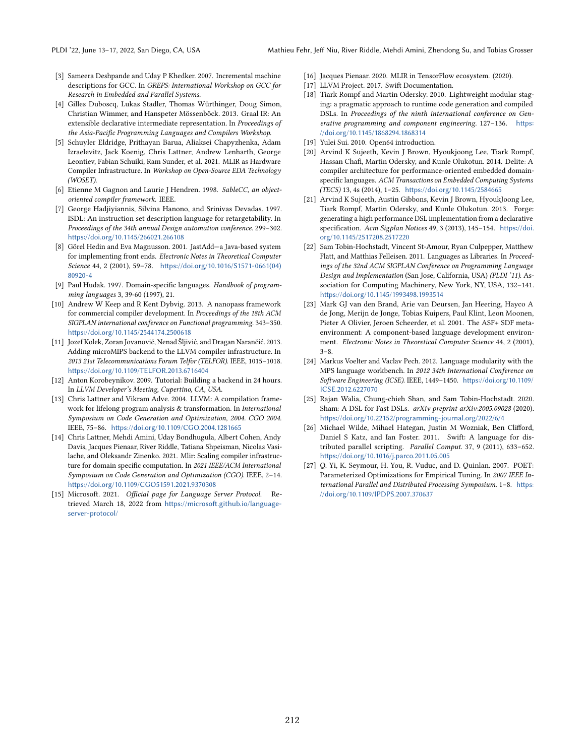[3] Sameera Deshpande and Uday P Khedker. 2007. Incremental machine descriptions for GCC. In *GREPS: International Workshop on GCC for Research in Embedded and Parallel Systems*.

[4] Gilles Duboscq, Lukas Stadler, Thomas Würthinger, Doug Simon, Christian Wimmer, and Hanspeter Mössenböck. 2013. Graal IR: An extensible declarative intermediate representation. In *Proceedings of the Asia-Pacific Programming Languages and Compilers Workshop*.

[5] Schuyler Eldridge, Prithayan Barua, Aliaksei Chapyzhenka, Adam Izraelevitz, Jack Koenig, Chris Lattner, Andrew Lenharth, George Leontiev, Fabian Schuiki, Ram Sunder, et al. 2021. MLIR as Hardware Compiler Infrastructure. In *Workshop on Open-Source EDA Technology (WOSET)*.

[6] Etienne M Gagnon and Laurie J Hendren. 1998. *SableCC, an object-oriented compiler framework*. IEEE.

[7] George Hadjiyiannis, Silvina Hanono, and Srinivas Devadas. 1997. ISDL: An instruction set description language for retargetability. In *Proceedings of the 34th annual Design automation conference*. 299–302. https://doi.org/10.1145/266021.266108

[8] Görel Hedin and Eva Magnusson. 2001. JastAdd—a Java-based system for implementing front ends. *Electronic Notes in Theoretical Computer Science* 44, 2 (2001), 59–78. https://doi.org/10.1016/S1571-0661(04)80920-4

[9] Paul Hudak. 1997. Domain-specific languages. *Handbook of programming languages* 3, 39-60 (1997), 21.

[10] Andrew W Keep and R Kent Dybvig. 2013. A nanopass framework for commercial compiler development. In *Proceedings of the 18th ACM SIGPLAN international conference on Functional programming*. 343–350. https://doi.org/10.1145/2544174.2500618

[11] Jozef Kolek, Zoran Jovanović, Nenad Šljivić, and Dragan Narančić. 2013. Adding microMIPS backend to the LLVM compiler infrastructure. In *2013 21st Telecommunications Forum Telfor (TELFOR)*. IEEE, 1015–1018. https://doi.org/10.1109/TELFOR.2013.6716404

[12] Anton Korobeynikov. 2009. Tutorial: Building a backend in 24 hours. In *LLVM Developer's Meeting, Cupertino, CA, USA*.

[13] Chris Lattner and Vikram Adve. 2004. LLVM: A compilation framework for lifelong program analysis & transformation. In *International Symposium on Code Generation and Optimization, 2004. CGO 2004*. IEEE, 75–86. https://doi.org/10.1109/CGO.2004.1281665

[14] Chris Lattner, Mehdi Amini, Uday Bondhugula, Albert Cohen, Andy Davis, Jacques Pienaar, River Riddle, Tatiana Shpeisman, Nicolas Vasilache, and Oleksandr Zinenko. 2021. Mlir: Scaling compiler infrastructure for domain specific computation. In *2021 IEEE/ACM International Symposium on Code Generation and Optimization (CGO)*. IEEE, 2–14. https://doi.org/10.1109/CGO51591.2021.9370308

[15] Microsoft. 2021. *Official page for Language Server Protocol*. Retrieved March 18, 2022 from https://microsoft.github.io/language-server-protocol/

[16] Jacques Pienaar. 2020. MLIR in TensorFlow ecosystem. (2020).

[17] LLVM Project. 2017. Swift Documentation.

[18] Tiark Rompf and Martin Odersky. 2010. Lightweight modular staging: a pragmatic approach to runtime code generation and compiled DSLs. In *Proceedings of the ninth international conference on Generative programming and component engineering*. 127–136. https://doi.org/10.1145/1868294.1868314

[19] Yulei Sui. 2010. Open64 introduction.

[20] Arvind K Sujeeth, Kevin J Brown, Hyoukjoong Lee, Tiark Rompf, Hassan Chafi, Martin Odersky, and Kunle Olukotun. 2014. Delite: A compiler architecture for performance-oriented embedded domain-specific languages. *ACM Transactions on Embedded Computing Systems (TECS)* 13, 4s (2014), 1–25. https://doi.org/10.1145/2584665

[21] Arvind K Sujeeth, Austin Gibbons, Kevin J Brown, HyoukJoong Lee, Tiark Rompf, Martin Odersky, and Kunle Olukotun. 2013. Forge: generating a high performance DSL implementation from a declarative specification. *Acm Sigplan Notices* 49, 3 (2013), 145–154. https://doi.org/10.1145/2517208.2517220

[22] Sam Tobin-Hochstadt, Vincent St-Amour, Ryan Culpepper, Matthew Flatt, and Matthias Felleisen. 2011. Languages as Libraries. In *Proceedings of the 32nd ACM SIGPLAN Conference on Programming Language Design and Implementation* (San Jose, California, USA) *(PLDI '11)*. Association for Computing Machinery, New York, NY, USA, 132–141. https://doi.org/10.1145/1993498.1993514

[23] Mark GJ van den Brand, Arie van Deursen, Jan Heering, Hayco A de Jong, Merijn de Jonge, Tobias Kuipers, Paul Klint, Leon Moonen, Pieter A Olivier, Jeroen Scheerder, et al. 2001. The ASF+ SDF meta-environment: A component-based language development environment. *Electronic Notes in Theoretical Computer Science* 44, 2 (2001), 3–8.

[24] Markus Voelter and Vaclav Pech. 2012. Language modularity with the MPS language workbench. In *2012 34th International Conference on Software Engineering (ICSE)*. IEEE, 1449–1450. https://doi.org/10.1109/ICSE.2012.6227070

[25] Rajan Walia, Chung-chieh Shan, and Sam Tobin-Hochstadt. 2020. Sham: A DSL for Fast DSLs. *arXiv preprint arXiv:2005.09028* (2020). https://doi.org/10.22152/programming-journal.org/2022/6/4

[26] Michael Wilde, Mihael Hategan, Justin M Wozniak, Ben Clifford, Daniel S Katz, and Ian Foster. 2011. Swift: A language for distributed parallel scripting. *Parallel Comput.* 37, 9 (2011), 633–652. https://doi.org/10.1016/j.parco.2011.05.005

[27] Q. Yi, K. Seymour, H. You, R. Vuduc, and D. Quinlan. 2007. POET: Parameterized Optimizations for Empirical Tuning. In *2007 IEEE International Parallel and Distributed Processing Symposium*. 1–8. https://doi.org/10.1109/IPDPS.2007.370637